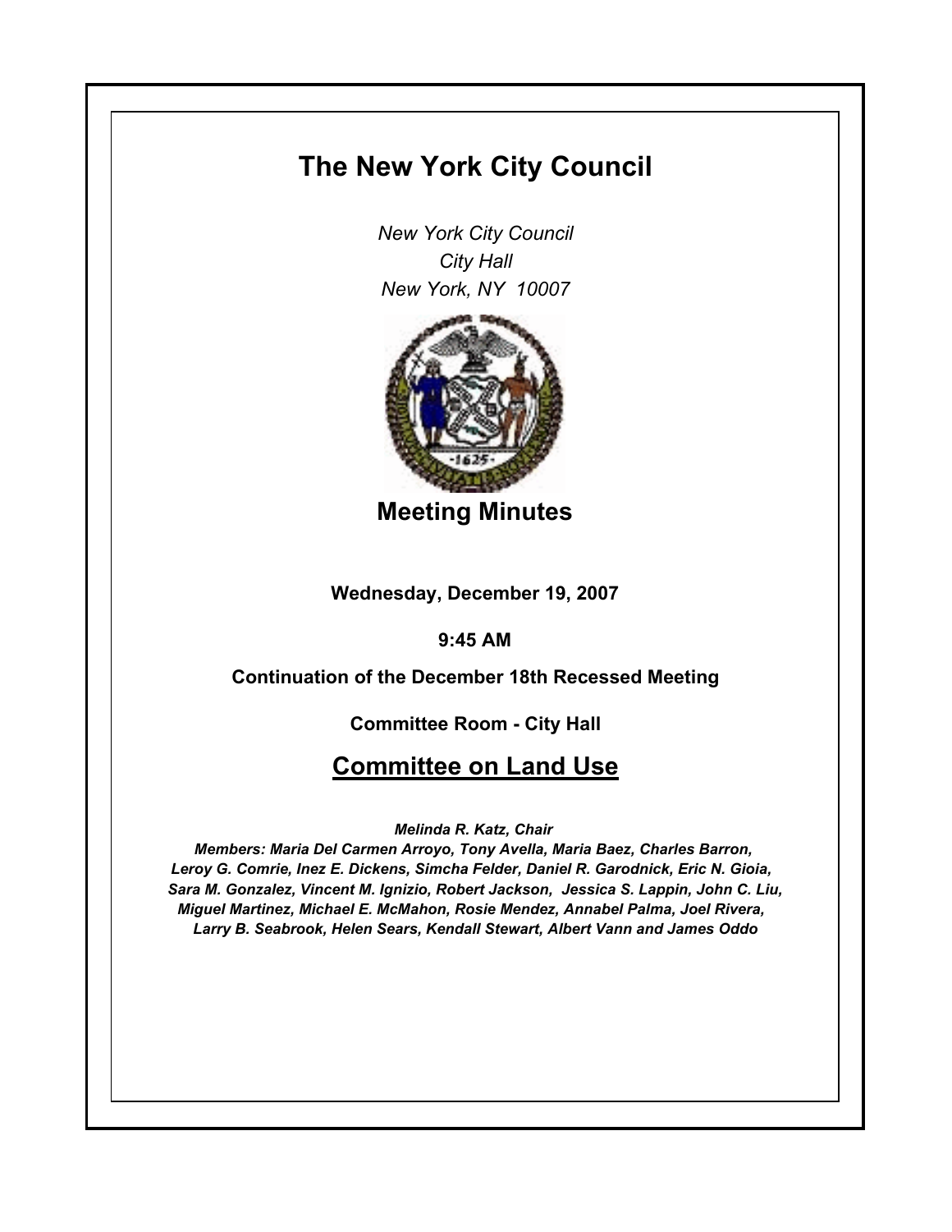# The New York City Council

*New York City Council*
*City Hall*
*New York, NY 10007*

## Meeting Minutes

**Wednesday, December 19, 2007**

**9:45 AM**

**Continuation of the December 18th Recessed Meeting**

**Committee Room - City Hall**

## Committee on Land Use

***Melinda R. Katz, Chair***

***Members: Maria Del Carmen Arroyo, Tony Avella, Maria Baez, Charles Barron, Leroy G. Comrie, Inez E. Dickens, Simcha Felder, Daniel R. Garodnick, Eric N. Gioia, Sara M. Gonzalez, Vincent M. Ignizio, Robert Jackson, Jessica S. Lappin, John C. Liu, Miguel Martinez, Michael E. McMahon, Rosie Mendez, Annabel Palma, Joel Rivera, Larry B. Seabrook, Helen Sears, Kendall Stewart, Albert Vann and James Oddo***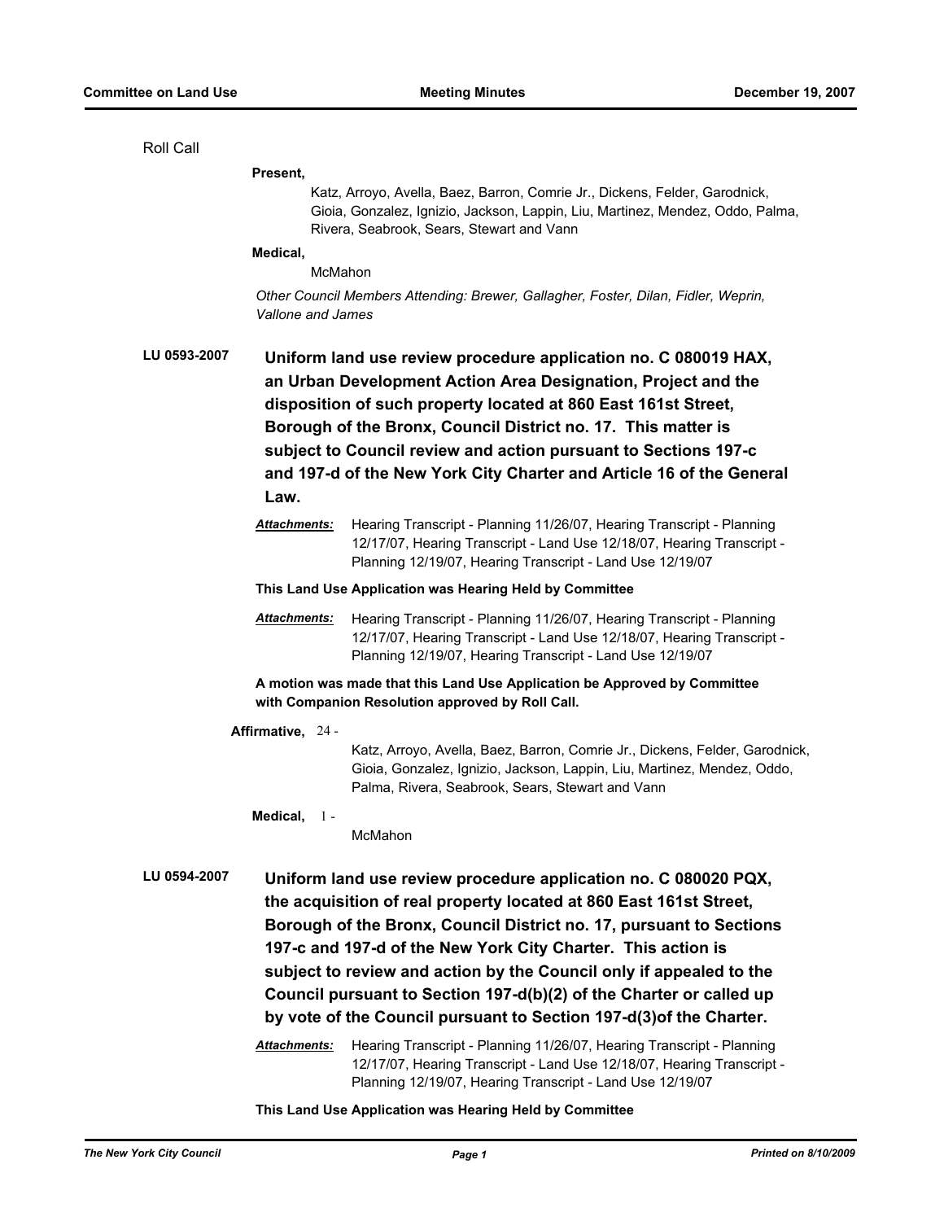Roll Call

**Present,**

Katz, Arroyo, Avella, Baez, Barron, Comrie Jr., Dickens, Felder, Garodnick, Gioia, Gonzalez, Ignizio, Jackson, Lappin, Liu, Martinez, Mendez, Oddo, Palma, Rivera, Seabrook, Sears, Stewart and Vann

**Medical,**

McMahon

*Other Council Members Attending: Brewer, Gallagher, Foster, Dilan, Fidler, Weprin, Vallone and James*

**LU 0593-2007** **Uniform land use review procedure application no. C 080019 HAX, an Urban Development Action Area Designation, Project and the disposition of such property located at 860 East 161st Street, Borough of the Bronx, Council District no. 17. This matter is subject to Council review and action pursuant to Sections 197-c and 197-d of the New York City Charter and Article 16 of the General Law.**

***Attachments:*** Hearing Transcript - Planning 11/26/07, Hearing Transcript - Planning 12/17/07, Hearing Transcript - Land Use 12/18/07, Hearing Transcript - Planning 12/19/07, Hearing Transcript - Land Use 12/19/07

**This Land Use Application was Hearing Held by Committee**

***Attachments:*** Hearing Transcript - Planning 11/26/07, Hearing Transcript - Planning 12/17/07, Hearing Transcript - Land Use 12/18/07, Hearing Transcript - Planning 12/19/07, Hearing Transcript - Land Use 12/19/07

**A motion was made that this Land Use Application be Approved by Committee with Companion Resolution approved by Roll Call.**

**Affirmative,** 24 -

Katz, Arroyo, Avella, Baez, Barron, Comrie Jr., Dickens, Felder, Garodnick, Gioia, Gonzalez, Ignizio, Jackson, Lappin, Liu, Martinez, Mendez, Oddo, Palma, Rivera, Seabrook, Sears, Stewart and Vann

**Medical,** 1 -

McMahon

**LU 0594-2007** **Uniform land use review procedure application no. C 080020 PQX, the acquisition of real property located at 860 East 161st Street, Borough of the Bronx, Council District no. 17, pursuant to Sections 197-c and 197-d of the New York City Charter. This action is subject to review and action by the Council only if appealed to the Council pursuant to Section 197-d(b)(2) of the Charter or called up by vote of the Council pursuant to Section 197-d(3)of the Charter.**

***Attachments:*** Hearing Transcript - Planning 11/26/07, Hearing Transcript - Planning 12/17/07, Hearing Transcript - Land Use 12/18/07, Hearing Transcript - Planning 12/19/07, Hearing Transcript - Land Use 12/19/07

**This Land Use Application was Hearing Held by Committee**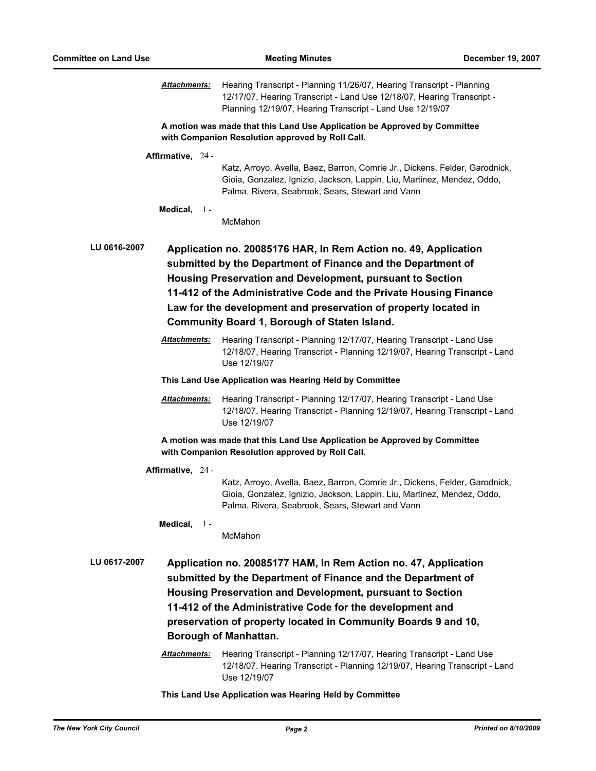***Attachments:*** Hearing Transcript - Planning 11/26/07, Hearing Transcript - Planning 12/17/07, Hearing Transcript - Land Use 12/18/07, Hearing Transcript - Planning 12/19/07, Hearing Transcript - Land Use 12/19/07

**A motion was made that this Land Use Application be Approved by Committee with Companion Resolution approved by Roll Call.**

**Affirmative,** 24 - Katz, Arroyo, Avella, Baez, Barron, Comrie Jr., Dickens, Felder, Garodnick, Gioia, Gonzalez, Ignizio, Jackson, Lappin, Liu, Martinez, Mendez, Oddo, Palma, Rivera, Seabrook, Sears, Stewart and Vann

**Medical,** 1 - McMahon

**LU 0616-2007** **Application no. 20085176 HAR, In Rem Action no. 49, Application submitted by the Department of Finance and the Department of Housing Preservation and Development, pursuant to Section 11-412 of the Administrative Code and the Private Housing Finance Law for the development and preservation of property located in Community Board 1, Borough of Staten Island.**

***Attachments:*** Hearing Transcript - Planning 12/17/07, Hearing Transcript - Land Use 12/18/07, Hearing Transcript - Planning 12/19/07, Hearing Transcript - Land Use 12/19/07

**This Land Use Application was Hearing Held by Committee**

***Attachments:*** Hearing Transcript - Planning 12/17/07, Hearing Transcript - Land Use 12/18/07, Hearing Transcript - Planning 12/19/07, Hearing Transcript - Land Use 12/19/07

**A motion was made that this Land Use Application be Approved by Committee with Companion Resolution approved by Roll Call.**

**Affirmative,** 24 - Katz, Arroyo, Avella, Baez, Barron, Comrie Jr., Dickens, Felder, Garodnick, Gioia, Gonzalez, Ignizio, Jackson, Lappin, Liu, Martinez, Mendez, Oddo, Palma, Rivera, Seabrook, Sears, Stewart and Vann

**Medical,** 1 - McMahon

**LU 0617-2007** **Application no. 20085177 HAM, In Rem Action no. 47, Application submitted by the Department of Finance and the Department of Housing Preservation and Development, pursuant to Section 11-412 of the Administrative Code for the development and preservation of property located in Community Boards 9 and 10, Borough of Manhattan.**

***Attachments:*** Hearing Transcript - Planning 12/17/07, Hearing Transcript - Land Use 12/18/07, Hearing Transcript - Planning 12/19/07, Hearing Transcript - Land Use 12/19/07

**This Land Use Application was Hearing Held by Committee**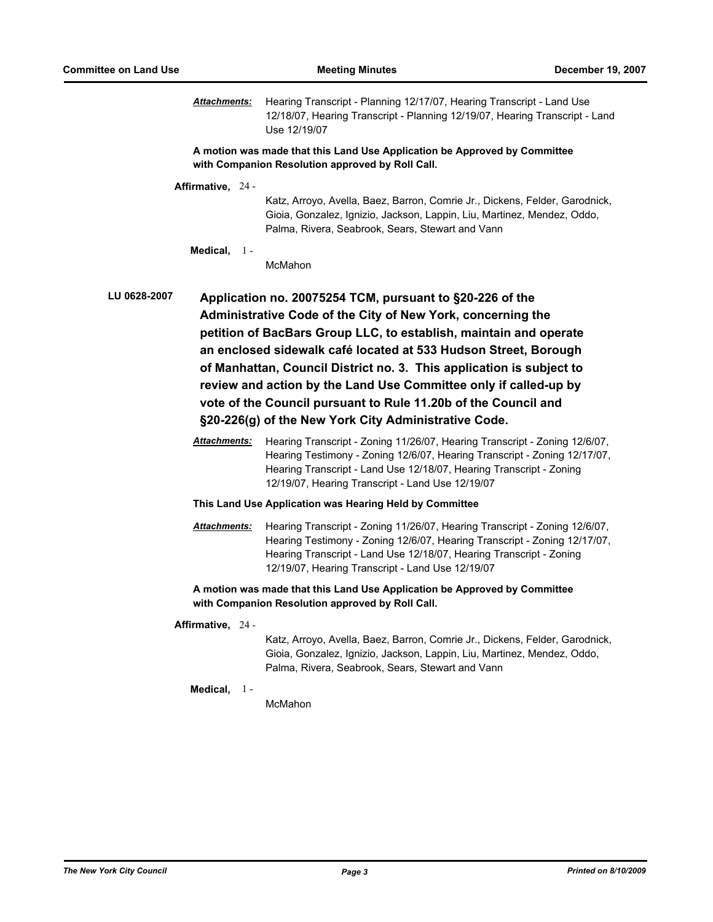***Attachments:*** Hearing Transcript - Planning 12/17/07, Hearing Transcript - Land Use 12/18/07, Hearing Transcript - Planning 12/19/07, Hearing Transcript - Land Use 12/19/07

**A motion was made that this Land Use Application be Approved by Committee with Companion Resolution approved by Roll Call.**

**Affirmative,** 24 - Katz, Arroyo, Avella, Baez, Barron, Comrie Jr., Dickens, Felder, Garodnick, Gioia, Gonzalez, Ignizio, Jackson, Lappin, Liu, Martinez, Mendez, Oddo, Palma, Rivera, Seabrook, Sears, Stewart and Vann

**Medical,** 1 - McMahon

**LU 0628-2007** **Application no. 20075254 TCM, pursuant to §20-226 of the Administrative Code of the City of New York, concerning the petition of BacBars Group LLC, to establish, maintain and operate an enclosed sidewalk café located at 533 Hudson Street, Borough of Manhattan, Council District no. 3. This application is subject to review and action by the Land Use Committee only if called-up by vote of the Council pursuant to Rule 11.20b of the Council and §20-226(g) of the New York City Administrative Code.**

***Attachments:*** Hearing Transcript - Zoning 11/26/07, Hearing Transcript - Zoning 12/6/07, Hearing Testimony - Zoning 12/6/07, Hearing Transcript - Zoning 12/17/07, Hearing Transcript - Land Use 12/18/07, Hearing Transcript - Zoning 12/19/07, Hearing Transcript - Land Use 12/19/07

**This Land Use Application was Hearing Held by Committee**

***Attachments:*** Hearing Transcript - Zoning 11/26/07, Hearing Transcript - Zoning 12/6/07, Hearing Testimony - Zoning 12/6/07, Hearing Transcript - Zoning 12/17/07, Hearing Transcript - Land Use 12/18/07, Hearing Transcript - Zoning 12/19/07, Hearing Transcript - Land Use 12/19/07

**A motion was made that this Land Use Application be Approved by Committee with Companion Resolution approved by Roll Call.**

**Affirmative,** 24 - Katz, Arroyo, Avella, Baez, Barron, Comrie Jr., Dickens, Felder, Garodnick, Gioia, Gonzalez, Ignizio, Jackson, Lappin, Liu, Martinez, Mendez, Oddo, Palma, Rivera, Seabrook, Sears, Stewart and Vann

**Medical,** 1 - McMahon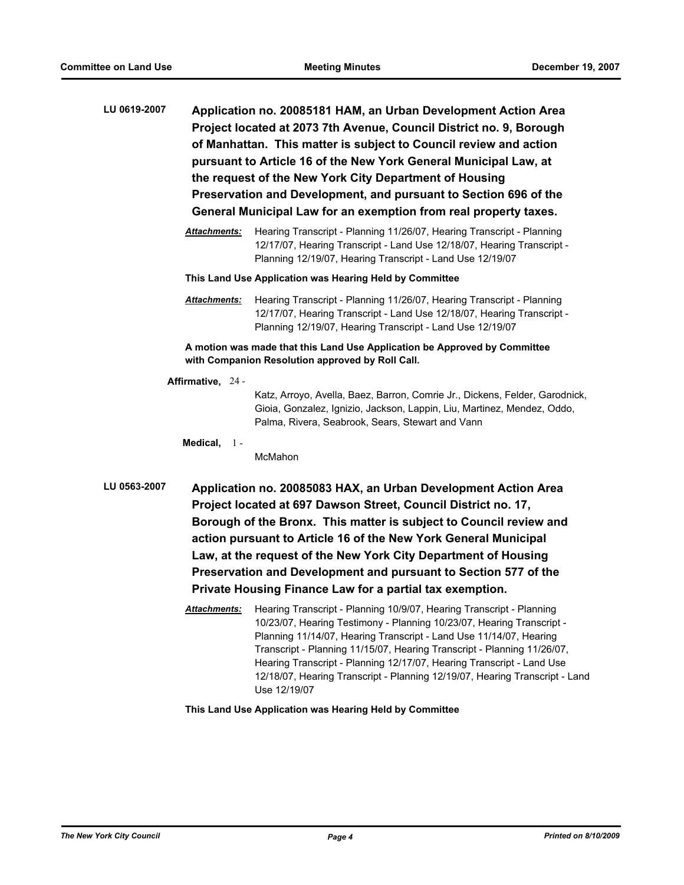**LU 0619-2007** **Application no. 20085181 HAM, an Urban Development Action Area Project located at 2073 7th Avenue, Council District no. 9, Borough of Manhattan. This matter is subject to Council review and action pursuant to Article 16 of the New York General Municipal Law, at the request of the New York City Department of Housing Preservation and Development, and pursuant to Section 696 of the General Municipal Law for an exemption from real property taxes.**

***Attachments:*** Hearing Transcript - Planning 11/26/07, Hearing Transcript - Planning 12/17/07, Hearing Transcript - Land Use 12/18/07, Hearing Transcript - Planning 12/19/07, Hearing Transcript - Land Use 12/19/07

**This Land Use Application was Hearing Held by Committee**

***Attachments:*** Hearing Transcript - Planning 11/26/07, Hearing Transcript - Planning 12/17/07, Hearing Transcript - Land Use 12/18/07, Hearing Transcript - Planning 12/19/07, Hearing Transcript - Land Use 12/19/07

**A motion was made that this Land Use Application be Approved by Committee with Companion Resolution approved by Roll Call.**

**Affirmative,** 24 - Katz, Arroyo, Avella, Baez, Barron, Comrie Jr., Dickens, Felder, Garodnick, Gioia, Gonzalez, Ignizio, Jackson, Lappin, Liu, Martinez, Mendez, Oddo, Palma, Rivera, Seabrook, Sears, Stewart and Vann

**Medical,** 1 - McMahon

**LU 0563-2007** **Application no. 20085083 HAX, an Urban Development Action Area Project located at 697 Dawson Street, Council District no. 17, Borough of the Bronx. This matter is subject to Council review and action pursuant to Article 16 of the New York General Municipal Law, at the request of the New York City Department of Housing Preservation and Development and pursuant to Section 577 of the Private Housing Finance Law for a partial tax exemption.**

***Attachments:*** Hearing Transcript - Planning 10/9/07, Hearing Transcript - Planning 10/23/07, Hearing Testimony - Planning 10/23/07, Hearing Transcript - Planning 11/14/07, Hearing Transcript - Land Use 11/14/07, Hearing Transcript - Planning 11/15/07, Hearing Transcript - Planning 11/26/07, Hearing Transcript - Planning 12/17/07, Hearing Transcript - Land Use 12/18/07, Hearing Transcript - Planning 12/19/07, Hearing Transcript - Land Use 12/19/07

**This Land Use Application was Hearing Held by Committee**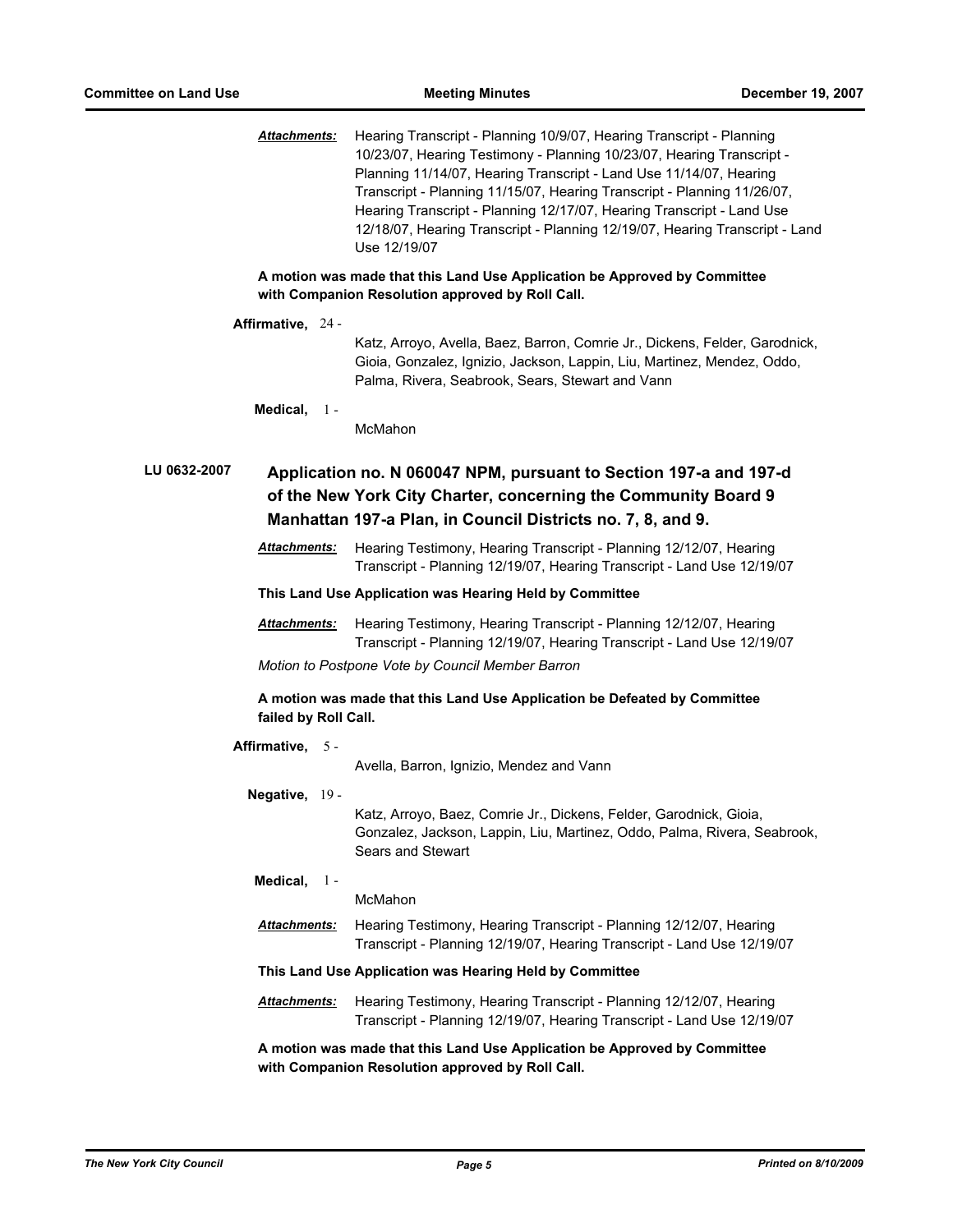***Attachments:*** Hearing Transcript - Planning 10/9/07, Hearing Transcript - Planning 10/23/07, Hearing Testimony - Planning 10/23/07, Hearing Transcript - Planning 11/14/07, Hearing Transcript - Land Use 11/14/07, Hearing Transcript - Planning 11/15/07, Hearing Transcript - Planning 11/26/07, Hearing Transcript - Planning 12/17/07, Hearing Transcript - Land Use 12/18/07, Hearing Transcript - Planning 12/19/07, Hearing Transcript - Land Use 12/19/07

**A motion was made that this Land Use Application be Approved by Committee with Companion Resolution approved by Roll Call.**

**Affirmative,** 24 - Katz, Arroyo, Avella, Baez, Barron, Comrie Jr., Dickens, Felder, Garodnick, Gioia, Gonzalez, Ignizio, Jackson, Lappin, Liu, Martinez, Mendez, Oddo, Palma, Rivera, Seabrook, Sears, Stewart and Vann

**Medical,** 1 - McMahon

## LU 0632-2007 Application no. N 060047 NPM, pursuant to Section 197-a and 197-d of the New York City Charter, concerning the Community Board 9 Manhattan 197-a Plan, in Council Districts no. 7, 8, and 9.

***Attachments:*** Hearing Testimony, Hearing Transcript - Planning 12/12/07, Hearing Transcript - Planning 12/19/07, Hearing Transcript - Land Use 12/19/07

**This Land Use Application was Hearing Held by Committee**

***Attachments:*** Hearing Testimony, Hearing Transcript - Planning 12/12/07, Hearing Transcript - Planning 12/19/07, Hearing Transcript - Land Use 12/19/07

*Motion to Postpone Vote by Council Member Barron*

**A motion was made that this Land Use Application be Defeated by Committee failed by Roll Call.**

**Affirmative,** 5 - Avella, Barron, Ignizio, Mendez and Vann

**Negative,** 19 - Katz, Arroyo, Baez, Comrie Jr., Dickens, Felder, Garodnick, Gioia, Gonzalez, Jackson, Lappin, Liu, Martinez, Oddo, Palma, Rivera, Seabrook, Sears and Stewart

**Medical,** 1 - McMahon

***Attachments:*** Hearing Testimony, Hearing Transcript - Planning 12/12/07, Hearing Transcript - Planning 12/19/07, Hearing Transcript - Land Use 12/19/07

**This Land Use Application was Hearing Held by Committee**

***Attachments:*** Hearing Testimony, Hearing Transcript - Planning 12/12/07, Hearing Transcript - Planning 12/19/07, Hearing Transcript - Land Use 12/19/07

**A motion was made that this Land Use Application be Approved by Committee with Companion Resolution approved by Roll Call.**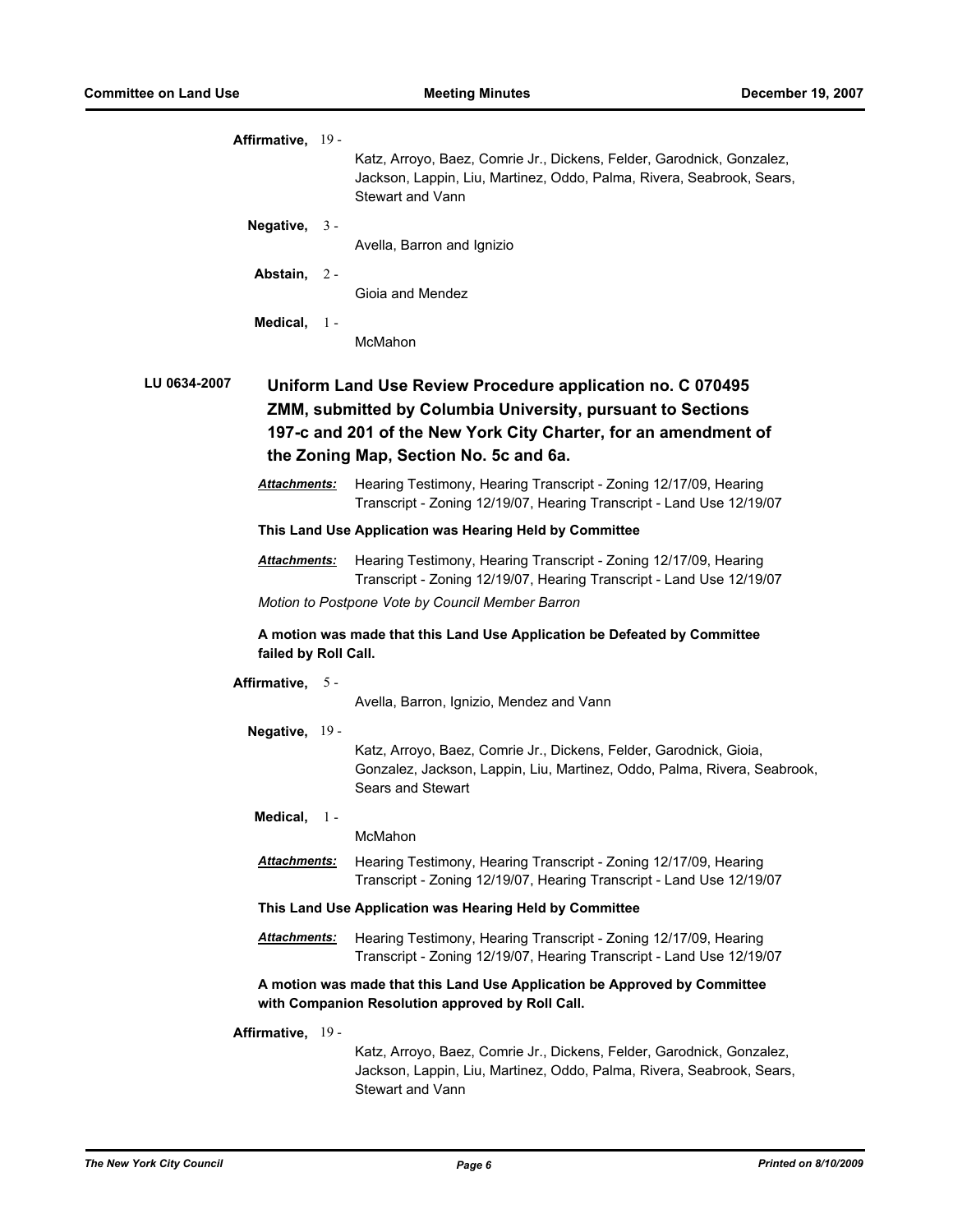**Affirmative,** 19 -

Katz, Arroyo, Baez, Comrie Jr., Dickens, Felder, Garodnick, Gonzalez, Jackson, Lappin, Liu, Martinez, Oddo, Palma, Rivera, Seabrook, Sears, Stewart and Vann

**Negative,** 3 -

Avella, Barron and Ignizio

**Abstain,** 2 -

Gioia and Mendez

**Medical,** 1 -

McMahon

## LU 0634-2007 Uniform Land Use Review Procedure application no. C 070495 ZMM, submitted by Columbia University, pursuant to Sections 197-c and 201 of the New York City Charter, for an amendment of the Zoning Map, Section No. 5c and 6a.

***Attachments:*** Hearing Testimony, Hearing Transcript - Zoning 12/17/09, Hearing Transcript - Zoning 12/19/07, Hearing Transcript - Land Use 12/19/07

**This Land Use Application was Hearing Held by Committee**

***Attachments:*** Hearing Testimony, Hearing Transcript - Zoning 12/17/09, Hearing Transcript - Zoning 12/19/07, Hearing Transcript - Land Use 12/19/07

*Motion to Postpone Vote by Council Member Barron*

**A motion was made that this Land Use Application be Defeated by Committee failed by Roll Call.**

**Affirmative,** 5 -

Avella, Barron, Ignizio, Mendez and Vann

**Negative,** 19 -

Katz, Arroyo, Baez, Comrie Jr., Dickens, Felder, Garodnick, Gioia, Gonzalez, Jackson, Lappin, Liu, Martinez, Oddo, Palma, Rivera, Seabrook, Sears and Stewart

**Medical,** 1 -

McMahon

***Attachments:*** Hearing Testimony, Hearing Transcript - Zoning 12/17/09, Hearing Transcript - Zoning 12/19/07, Hearing Transcript - Land Use 12/19/07

**This Land Use Application was Hearing Held by Committee**

***Attachments:*** Hearing Testimony, Hearing Transcript - Zoning 12/17/09, Hearing Transcript - Zoning 12/19/07, Hearing Transcript - Land Use 12/19/07

**A motion was made that this Land Use Application be Approved by Committee with Companion Resolution approved by Roll Call.**

**Affirmative,** 19 -

Katz, Arroyo, Baez, Comrie Jr., Dickens, Felder, Garodnick, Gonzalez, Jackson, Lappin, Liu, Martinez, Oddo, Palma, Rivera, Seabrook, Sears, Stewart and Vann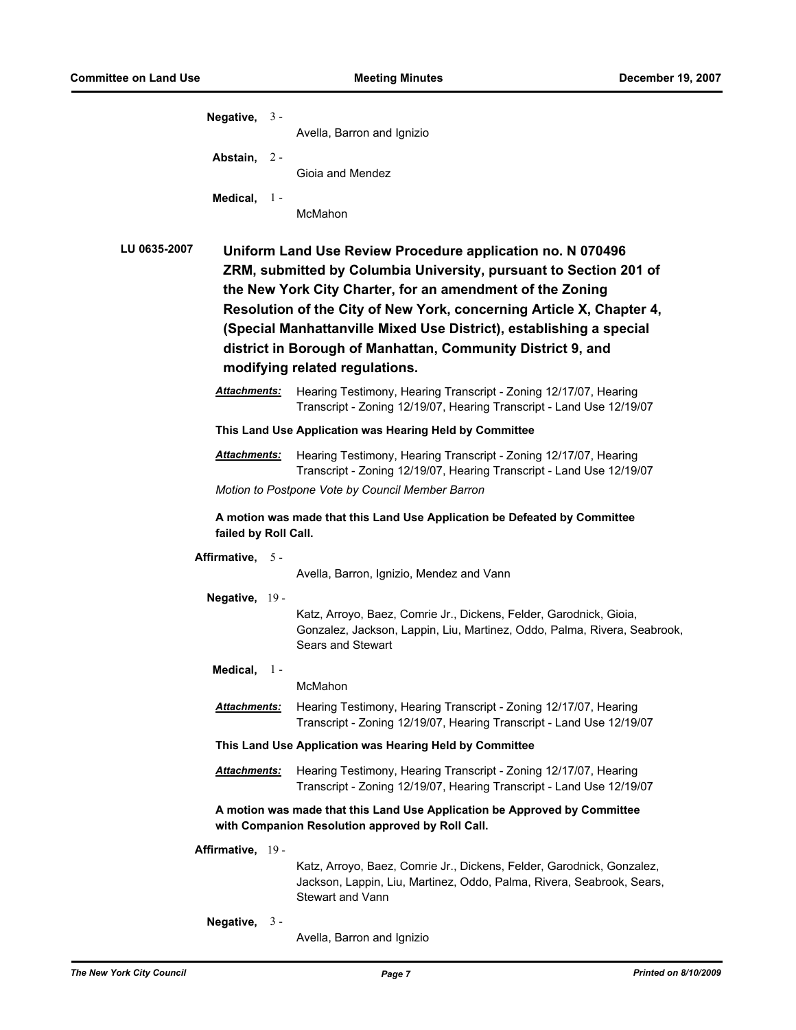**Negative,** 3 - Avella, Barron and Ignizio

**Abstain,** 2 - Gioia and Mendez

**Medical,** 1 - McMahon

**LU 0635-2007** **Uniform Land Use Review Procedure application no. N 070496 ZRM, submitted by Columbia University, pursuant to Section 201 of the New York City Charter, for an amendment of the Zoning Resolution of the City of New York, concerning Article X, Chapter 4, (Special Manhattanville Mixed Use District), establishing a special district in Borough of Manhattan, Community District 9, and modifying related regulations.**

***Attachments:*** Hearing Testimony, Hearing Transcript - Zoning 12/17/07, Hearing Transcript - Zoning 12/19/07, Hearing Transcript - Land Use 12/19/07

**This Land Use Application was Hearing Held by Committee**

***Attachments:*** Hearing Testimony, Hearing Transcript - Zoning 12/17/07, Hearing Transcript - Zoning 12/19/07, Hearing Transcript - Land Use 12/19/07

*Motion to Postpone Vote by Council Member Barron*

**A motion was made that this Land Use Application be Defeated by Committee failed by Roll Call.**

**Affirmative,** 5 - Avella, Barron, Ignizio, Mendez and Vann

**Negative,** 19 - Katz, Arroyo, Baez, Comrie Jr., Dickens, Felder, Garodnick, Gioia, Gonzalez, Jackson, Lappin, Liu, Martinez, Oddo, Palma, Rivera, Seabrook, Sears and Stewart

**Medical,** 1 - McMahon

***Attachments:*** Hearing Testimony, Hearing Transcript - Zoning 12/17/07, Hearing Transcript - Zoning 12/19/07, Hearing Transcript - Land Use 12/19/07

**This Land Use Application was Hearing Held by Committee**

***Attachments:*** Hearing Testimony, Hearing Transcript - Zoning 12/17/07, Hearing Transcript - Zoning 12/19/07, Hearing Transcript - Land Use 12/19/07

**A motion was made that this Land Use Application be Approved by Committee with Companion Resolution approved by Roll Call.**

**Affirmative,** 19 - Katz, Arroyo, Baez, Comrie Jr., Dickens, Felder, Garodnick, Gonzalez, Jackson, Lappin, Liu, Martinez, Oddo, Palma, Rivera, Seabrook, Sears, Stewart and Vann

**Negative,** 3 - Avella, Barron and Ignizio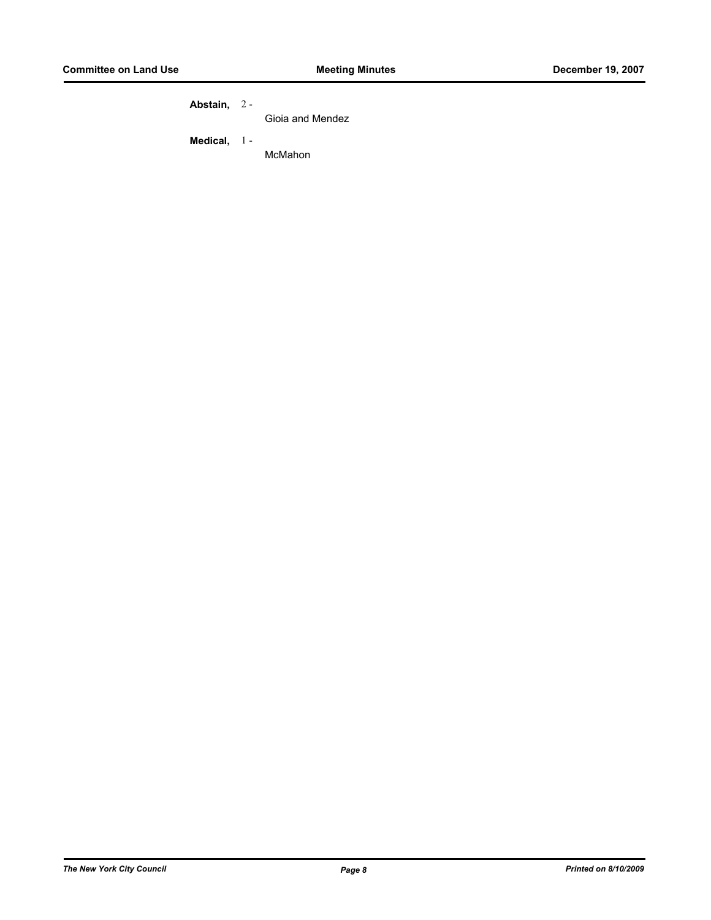**Abstain,** 2 -
Gioia and Mendez

**Medical,** 1 -
McMahon